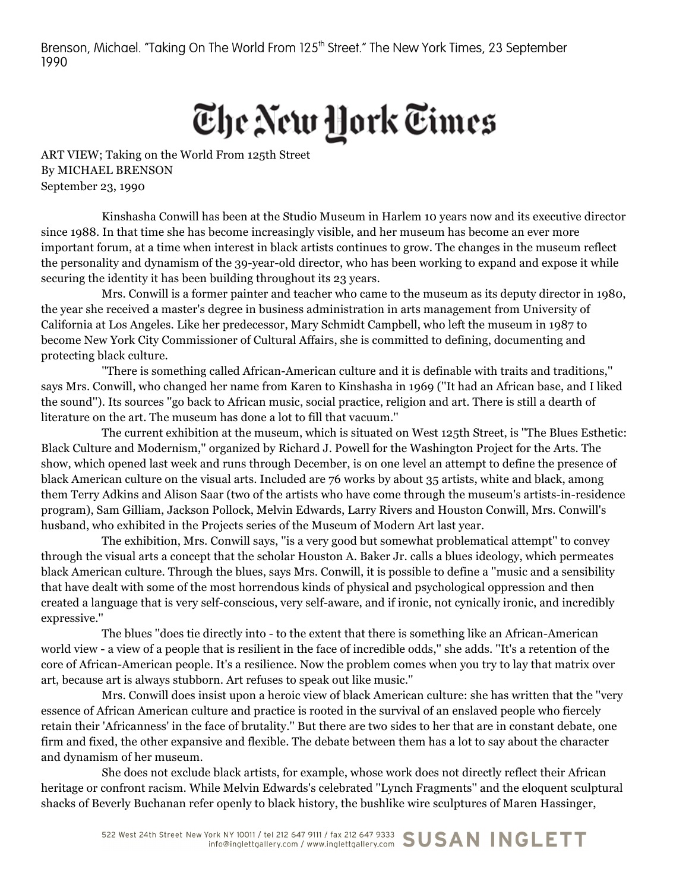Brenson, Michael. "Taking On The World From 125th Street." The New York Times, 23 September 1990

# The New York Times

ART VIEW; Taking on the World From 125th Street
By MICHAEL BRENSON
September 23, 1990

Kinshasha Conwill has been at the Studio Museum in Harlem 10 years now and its executive director since 1988. In that time she has become increasingly visible, and her museum has become an ever more important forum, at a time when interest in black artists continues to grow. The changes in the museum reflect the personality and dynamism of the 39-year-old director, who has been working to expand and expose it while securing the identity it has been building throughout its 23 years.

Mrs. Conwill is a former painter and teacher who came to the museum as its deputy director in 1980, the year she received a master's degree in business administration in arts management from University of California at Los Angeles. Like her predecessor, Mary Schmidt Campbell, who left the museum in 1987 to become New York City Commissioner of Cultural Affairs, she is committed to defining, documenting and protecting black culture.

''There is something called African-American culture and it is definable with traits and traditions,'' says Mrs. Conwill, who changed her name from Karen to Kinshasha in 1969 (''It had an African base, and I liked the sound''). Its sources ''go back to African music, social practice, religion and art. There is still a dearth of literature on the art. The museum has done a lot to fill that vacuum.''

The current exhibition at the museum, which is situated on West 125th Street, is ''The Blues Esthetic: Black Culture and Modernism,'' organized by Richard J. Powell for the Washington Project for the Arts. The show, which opened last week and runs through December, is on one level an attempt to define the presence of black American culture on the visual arts. Included are 76 works by about 35 artists, white and black, among them Terry Adkins and Alison Saar (two of the artists who have come through the museum's artists-in-residence program), Sam Gilliam, Jackson Pollock, Melvin Edwards, Larry Rivers and Houston Conwill, Mrs. Conwill's husband, who exhibited in the Projects series of the Museum of Modern Art last year.

The exhibition, Mrs. Conwill says, ''is a very good but somewhat problematical attempt'' to convey through the visual arts a concept that the scholar Houston A. Baker Jr. calls a blues ideology, which permeates black American culture. Through the blues, says Mrs. Conwill, it is possible to define a ''music and a sensibility that have dealt with some of the most horrendous kinds of physical and psychological oppression and then created a language that is very self-conscious, very self-aware, and if ironic, not cynically ironic, and incredibly expressive.''

The blues ''does tie directly into - to the extent that there is something like an African-American world view - a view of a people that is resilient in the face of incredible odds,'' she adds. ''It's a retention of the core of African-American people. It's a resilience. Now the problem comes when you try to lay that matrix over art, because art is always stubborn. Art refuses to speak out like music.''

Mrs. Conwill does insist upon a heroic view of black American culture: she has written that the ''very essence of African American culture and practice is rooted in the survival of an enslaved people who fiercely retain their 'Africanness' in the face of brutality.'' But there are two sides to her that are in constant debate, one firm and fixed, the other expansive and flexible. The debate between them has a lot to say about the character and dynamism of her museum.

She does not exclude black artists, for example, whose work does not directly reflect their African heritage or confront racism. While Melvin Edwards's celebrated ''Lynch Fragments'' and the eloquent sculptural shacks of Beverly Buchanan refer openly to black history, the bushlike wire sculptures of Maren Hassinger,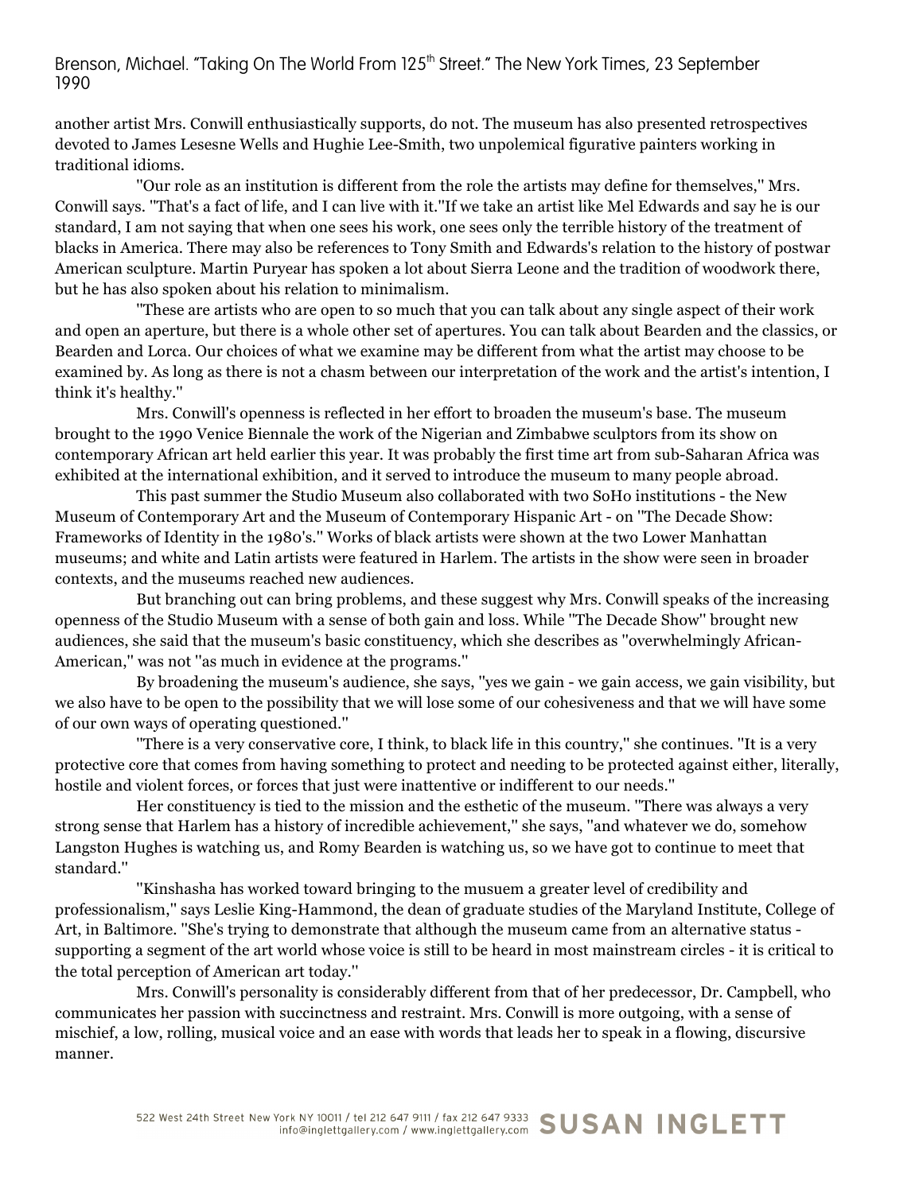another artist Mrs. Conwill enthusiastically supports, do not. The museum has also presented retrospectives devoted to James Lesesne Wells and Hughie Lee-Smith, two unpolemical figurative painters working in traditional idioms.

''Our role as an institution is different from the role the artists may define for themselves,'' Mrs. Conwill says. ''That's a fact of life, and I can live with it.''If we take an artist like Mel Edwards and say he is our standard, I am not saying that when one sees his work, one sees only the terrible history of the treatment of blacks in America. There may also be references to Tony Smith and Edwards's relation to the history of postwar American sculpture. Martin Puryear has spoken a lot about Sierra Leone and the tradition of woodwork there, but he has also spoken about his relation to minimalism.

''These are artists who are open to so much that you can talk about any single aspect of their work and open an aperture, but there is a whole other set of apertures. You can talk about Bearden and the classics, or Bearden and Lorca. Our choices of what we examine may be different from what the artist may choose to be examined by. As long as there is not a chasm between our interpretation of the work and the artist's intention, I think it's healthy.''

Mrs. Conwill's openness is reflected in her effort to broaden the museum's base. The museum brought to the 1990 Venice Biennale the work of the Nigerian and Zimbabwe sculptors from its show on contemporary African art held earlier this year. It was probably the first time art from sub-Saharan Africa was exhibited at the international exhibition, and it served to introduce the museum to many people abroad.

This past summer the Studio Museum also collaborated with two SoHo institutions - the New Museum of Contemporary Art and the Museum of Contemporary Hispanic Art - on ''The Decade Show: Frameworks of Identity in the 1980's.'' Works of black artists were shown at the two Lower Manhattan museums; and white and Latin artists were featured in Harlem. The artists in the show were seen in broader contexts, and the museums reached new audiences.

But branching out can bring problems, and these suggest why Mrs. Conwill speaks of the increasing openness of the Studio Museum with a sense of both gain and loss. While ''The Decade Show'' brought new audiences, she said that the museum's basic constituency, which she describes as ''overwhelmingly African-American,'' was not ''as much in evidence at the programs.''

By broadening the museum's audience, she says, ''yes we gain - we gain access, we gain visibility, but we also have to be open to the possibility that we will lose some of our cohesiveness and that we will have some of our own ways of operating questioned.''

''There is a very conservative core, I think, to black life in this country,'' she continues. ''It is a very protective core that comes from having something to protect and needing to be protected against either, literally, hostile and violent forces, or forces that just were inattentive or indifferent to our needs.''

Her constituency is tied to the mission and the esthetic of the museum. ''There was always a very strong sense that Harlem has a history of incredible achievement,'' she says, ''and whatever we do, somehow Langston Hughes is watching us, and Romy Bearden is watching us, so we have got to continue to meet that standard.''

''Kinshasha has worked toward bringing to the musuem a greater level of credibility and professionalism,'' says Leslie King-Hammond, the dean of graduate studies of the Maryland Institute, College of Art, in Baltimore. ''She's trying to demonstrate that although the museum came from an alternative status - supporting a segment of the art world whose voice is still to be heard in most mainstream circles - it is critical to the total perception of American art today.''

Mrs. Conwill's personality is considerably different from that of her predecessor, Dr. Campbell, who communicates her passion with succinctness and restraint. Mrs. Conwill is more outgoing, with a sense of mischief, a low, rolling, musical voice and an ease with words that leads her to speak in a flowing, discursive manner.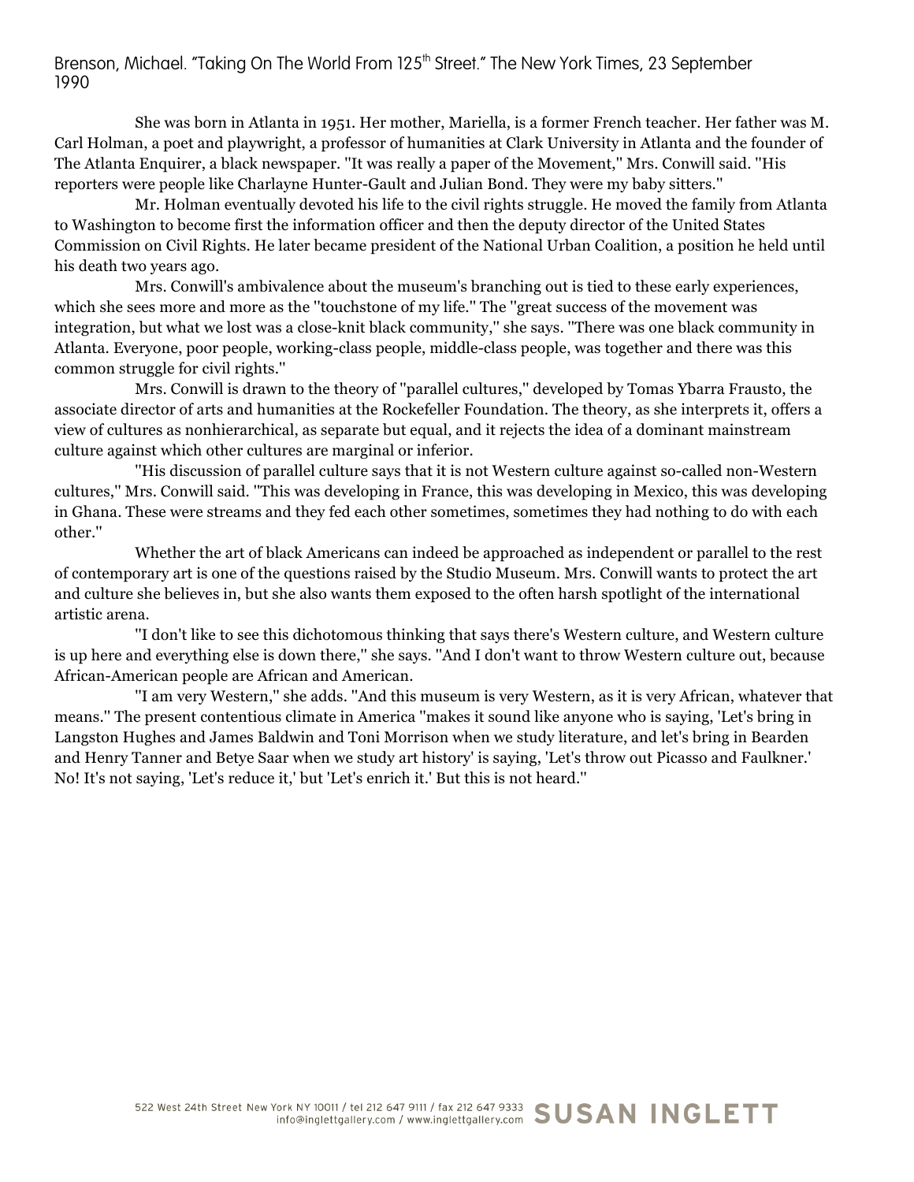She was born in Atlanta in 1951. Her mother, Mariella, is a former French teacher. Her father was M. Carl Holman, a poet and playwright, a professor of humanities at Clark University in Atlanta and the founder of The Atlanta Enquirer, a black newspaper. ''It was really a paper of the Movement,'' Mrs. Conwill said. ''His reporters were people like Charlayne Hunter-Gault and Julian Bond. They were my baby sitters.''

Mr. Holman eventually devoted his life to the civil rights struggle. He moved the family from Atlanta to Washington to become first the information officer and then the deputy director of the United States Commission on Civil Rights. He later became president of the National Urban Coalition, a position he held until his death two years ago.

Mrs. Conwill's ambivalence about the museum's branching out is tied to these early experiences, which she sees more and more as the ''touchstone of my life.'' The ''great success of the movement was integration, but what we lost was a close-knit black community,'' she says. ''There was one black community in Atlanta. Everyone, poor people, working-class people, middle-class people, was together and there was this common struggle for civil rights.''

Mrs. Conwill is drawn to the theory of ''parallel cultures,'' developed by Tomas Ybarra Frausto, the associate director of arts and humanities at the Rockefeller Foundation. The theory, as she interprets it, offers a view of cultures as nonhierarchical, as separate but equal, and it rejects the idea of a dominant mainstream culture against which other cultures are marginal or inferior.

''His discussion of parallel culture says that it is not Western culture against so-called non-Western cultures,'' Mrs. Conwill said. ''This was developing in France, this was developing in Mexico, this was developing in Ghana. These were streams and they fed each other sometimes, sometimes they had nothing to do with each other.''

Whether the art of black Americans can indeed be approached as independent or parallel to the rest of contemporary art is one of the questions raised by the Studio Museum. Mrs. Conwill wants to protect the art and culture she believes in, but she also wants them exposed to the often harsh spotlight of the international artistic arena.

''I don't like to see this dichotomous thinking that says there's Western culture, and Western culture is up here and everything else is down there,'' she says. ''And I don't want to throw Western culture out, because African-American people are African and American.

''I am very Western,'' she adds. ''And this museum is very Western, as it is very African, whatever that means.'' The present contentious climate in America ''makes it sound like anyone who is saying, 'Let's bring in Langston Hughes and James Baldwin and Toni Morrison when we study literature, and let's bring in Bearden and Henry Tanner and Betye Saar when we study art history' is saying, 'Let's throw out Picasso and Faulkner.' No! It's not saying, 'Let's reduce it,' but 'Let's enrich it.' But this is not heard.''